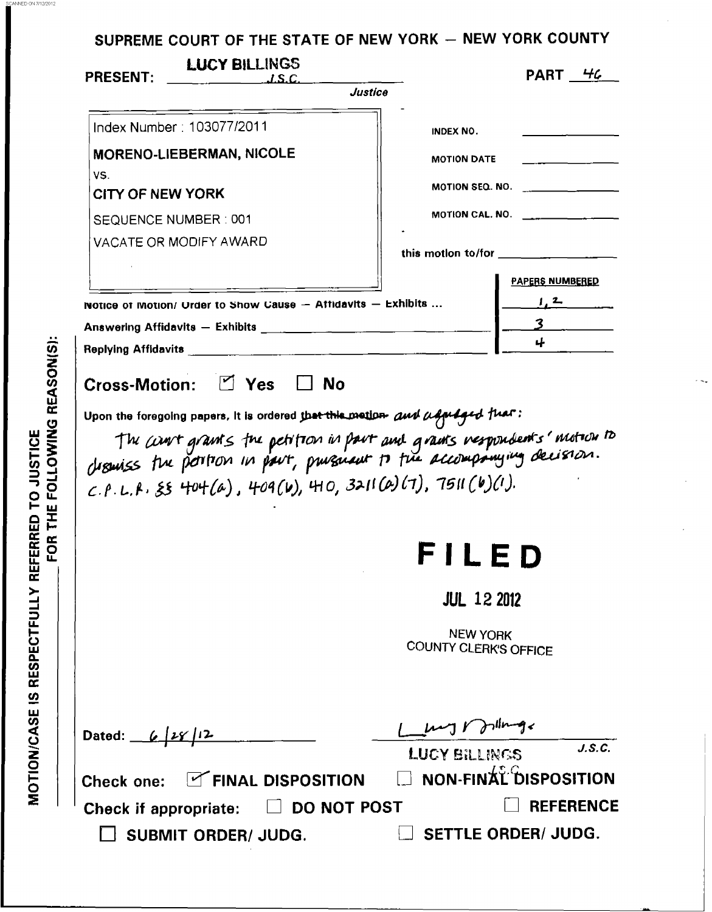SCANNED ON 7/12/2012

## SUPREME COURT OF THE STATE OF NEW YORK — NEW YORK COUNTY

PRESENT: LUCY BILLINGS J.S.C. Justice — PART 46

Index Number : 103077/2011

MORENO-LIEBERMAN, NICOLE

VS.

CITY OF NEW YORK

SEQUENCE NUMBER : 001

VACATE OR MODIFY AWARD

INDEX NO. \_\_\_\_\_\_

MOTION DATE \_\_\_\_\_\_

MOTION SEQ. NO. \_\_\_\_\_\_

MOTION CAL. NO. \_\_\_\_\_\_

this motion to/for \_\_\_\_\_\_

| | PAPERS NUMBERED |
|---|---|
| Notice of Motion/ Order to Show Cause — Affidavits — Exhibits ... | 1, 2 |
| Answering Affidavits — Exhibits | 3 |
| Replying Affidavits | 4 |

Cross-Motion: ☑ Yes ☐ No

Upon the foregoing papers, it is ordered ~~that this motion~~ and adjudged that:

The court grants the petition in part and grants respondents' motion to dismiss the petition in part, pursuant to the accompanying decision. C.P.L.R. §§ 404(a), 409(b), 410, 3211(a)(7), 7511(b)(1).

**FILED**

JUL 12 2012

NEW YORK COUNTY CLERK'S OFFICE

Dated: 6/28/12

LUCY BILLINGS J.S.C.

Check one: ☑ FINAL DISPOSITION ☐ NON-FINAL DISPOSITION

Check if appropriate: ☐ DO NOT POST ☐ REFERENCE

☐ SUBMIT ORDER/ JUDG. ☐ SETTLE ORDER/ JUDG.

MOTION/CASE IS RESPECTFULLY REFERRED TO JUSTICE FOR THE FOLLOWING REASON(S):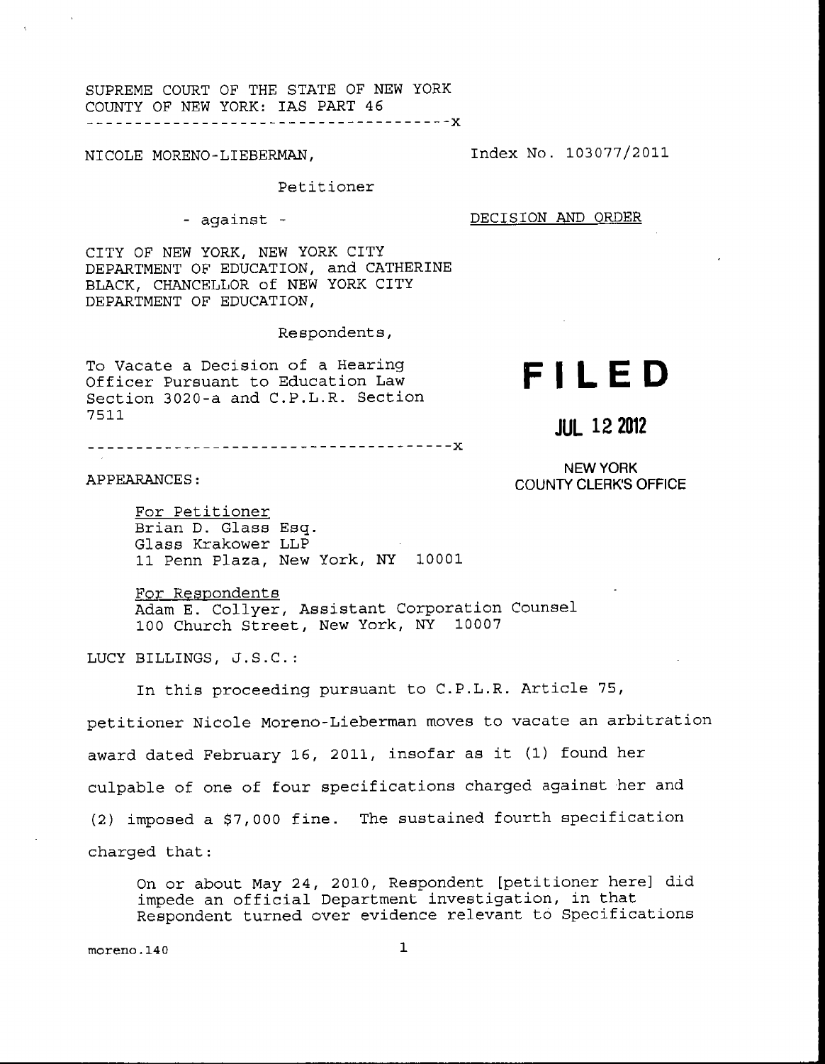SUPREME COURT OF THE STATE OF NEW YORK
COUNTY OF NEW YORK: IAS PART 46

---

NICOLE MORENO-LIEBERMAN,

Index No. 103077/2011

Petitioner

- against -

DECISION AND ORDER

CITY OF NEW YORK, NEW YORK CITY DEPARTMENT OF EDUCATION, and CATHERINE BLACK, CHANCELLOR of NEW YORK CITY DEPARTMENT OF EDUCATION,

Respondents,

To Vacate a Decision of a Hearing Officer Pursuant to Education Law Section 3020-a and C.P.L.R. Section 7511

---

**FILED**

**JUL 12 2012**

NEW YORK
COUNTY CLERK'S OFFICE

APPEARANCES:

For Petitioner
Brian D. Glass Esq.
Glass Krakower LLP
11 Penn Plaza, New York, NY 10001

For Respondents
Adam E. Collyer, Assistant Corporation Counsel
100 Church Street, New York, NY 10007

LUCY BILLINGS, J.S.C.:

In this proceeding pursuant to C.P.L.R. Article 75, petitioner Nicole Moreno-Lieberman moves to vacate an arbitration award dated February 16, 2011, insofar as it (1) found her culpable of one of four specifications charged against her and (2) imposed a $7,000 fine. The sustained fourth specification charged that:

> On or about May 24, 2010, Respondent [petitioner here] did impede an official Department investigation, in that Respondent turned over evidence relevant to Specifications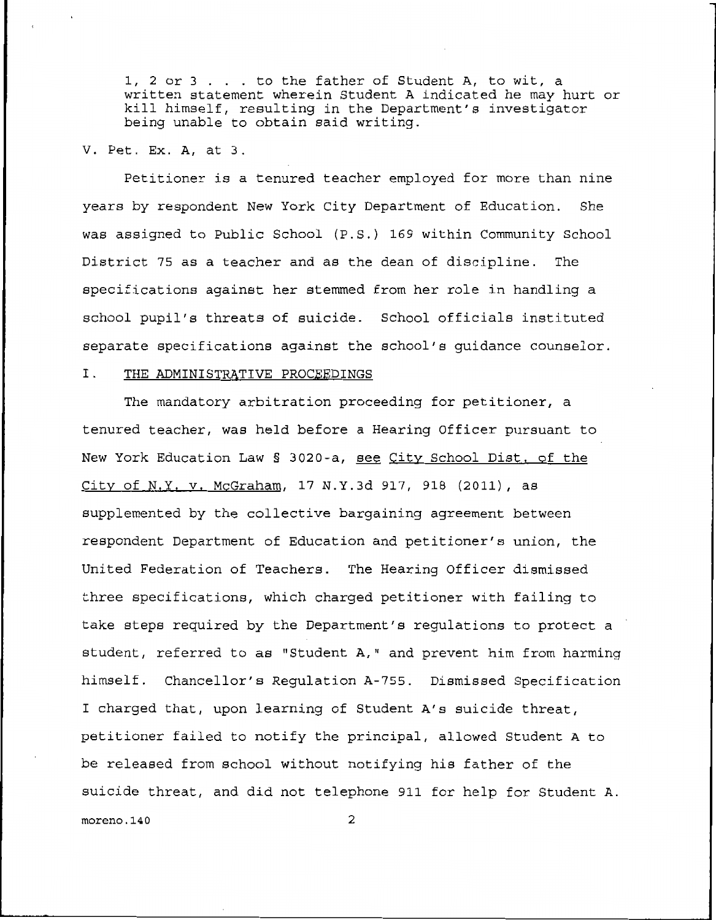1, 2 or 3 . . . to the father of Student A, to wit, a written statement wherein Student A indicated he may hurt or kill himself, resulting in the Department's investigator being unable to obtain said writing.

V. Pet. Ex. A, at 3.

Petitioner is a tenured teacher employed for more than nine years by respondent New York City Department of Education. She was assigned to Public School (P.S.) 169 within Community School District 75 as a teacher and as the dean of discipline. The specifications against her stemmed from her role in handling a school pupil's threats of suicide. School officials instituted separate specifications against the school's guidance counselor.

## I. THE ADMINISTRATIVE PROCEEDINGS

The mandatory arbitration proceeding for petitioner, a tenured teacher, was held before a Hearing Officer pursuant to New York Education Law § 3020-a, see City School Dist. of the City of N.Y. v. McGraham, 17 N.Y.3d 917, 918 (2011), as supplemented by the collective bargaining agreement between respondent Department of Education and petitioner's union, the United Federation of Teachers. The Hearing Officer dismissed three specifications, which charged petitioner with failing to take steps required by the Department's regulations to protect a student, referred to as "Student A," and prevent him from harming himself. Chancellor's Regulation A-755. Dismissed Specification I charged that, upon learning of Student A's suicide threat, petitioner failed to notify the principal, allowed Student A to be released from school without notifying his father of the suicide threat, and did not telephone 911 for help for Student A.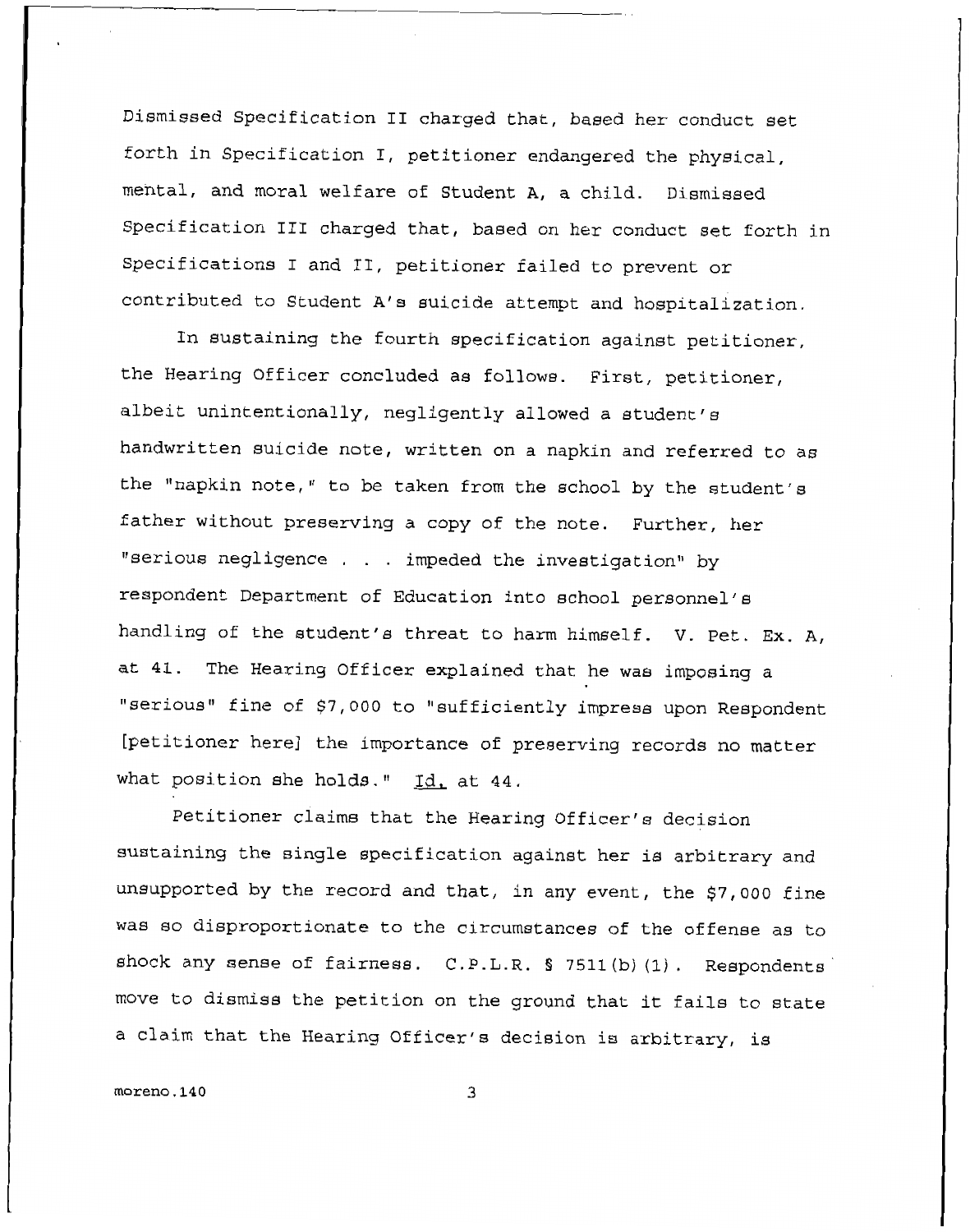Dismissed Specification II charged that, based her conduct set forth in Specification I, petitioner endangered the physical, mental, and moral welfare of Student A, a child. Dismissed Specification III charged that, based on her conduct set forth in Specifications I and II, petitioner failed to prevent or contributed to Student A's suicide attempt and hospitalization.

In sustaining the fourth specification against petitioner, the Hearing Officer concluded as follows. First, petitioner, albeit unintentionally, negligently allowed a student's handwritten suicide note, written on a napkin and referred to as the "napkin note," to be taken from the school by the student's father without preserving a copy of the note. Further, her "serious negligence . . . impeded the investigation" by respondent Department of Education into school personnel's handling of the student's threat to harm himself. V. Pet. Ex. A, at 41. The Hearing Officer explained that he was imposing a "serious" fine of $7,000 to "sufficiently impress upon Respondent [petitioner here] the importance of preserving records no matter what position she holds." Id. at 44.

Petitioner claims that the Hearing Officer's decision sustaining the single specification against her is arbitrary and unsupported by the record and that, in any event, the $7,000 fine was so disproportionate to the circumstances of the offense as to shock any sense of fairness. C.P.L.R. § 7511(b)(1). Respondents move to dismiss the petition on the ground that it fails to state a claim that the Hearing Officer's decision is arbitrary, is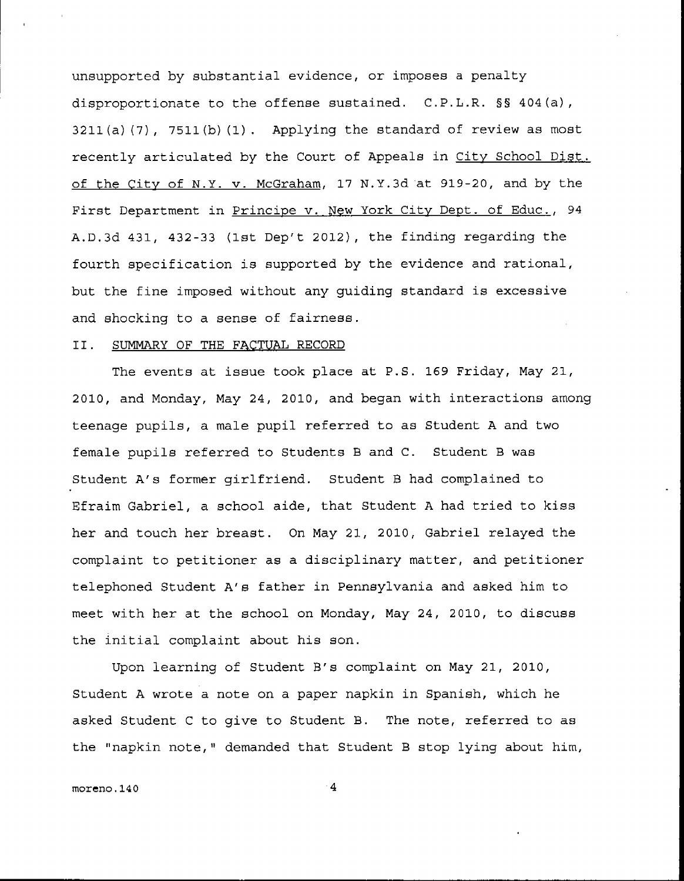unsupported by substantial evidence, or imposes a penalty disproportionate to the offense sustained. C.P.L.R. §§ 404(a), 3211(a)(7), 7511(b)(1). Applying the standard of review as most recently articulated by the Court of Appeals in City School Dist. of the City of N.Y. v. McGraham, 17 N.Y.3d at 919-20, and by the First Department in Principe v. New York City Dept. of Educ., 94 A.D.3d 431, 432-33 (1st Dep't 2012), the finding regarding the fourth specification is supported by the evidence and rational, but the fine imposed without any guiding standard is excessive and shocking to a sense of fairness.

## II. SUMMARY OF THE FACTUAL RECORD

The events at issue took place at P.S. 169 Friday, May 21, 2010, and Monday, May 24, 2010, and began with interactions among teenage pupils, a male pupil referred to as Student A and two female pupils referred to Students B and C. Student B was Student A's former girlfriend. Student B had complained to Efraim Gabriel, a school aide, that Student A had tried to kiss her and touch her breast. On May 21, 2010, Gabriel relayed the complaint to petitioner as a disciplinary matter, and petitioner telephoned Student A's father in Pennsylvania and asked him to meet with her at the school on Monday, May 24, 2010, to discuss the initial complaint about his son.

Upon learning of Student B's complaint on May 21, 2010, Student A wrote a note on a paper napkin in Spanish, which he asked Student C to give to Student B. The note, referred to as the "napkin note," demanded that Student B stop lying about him,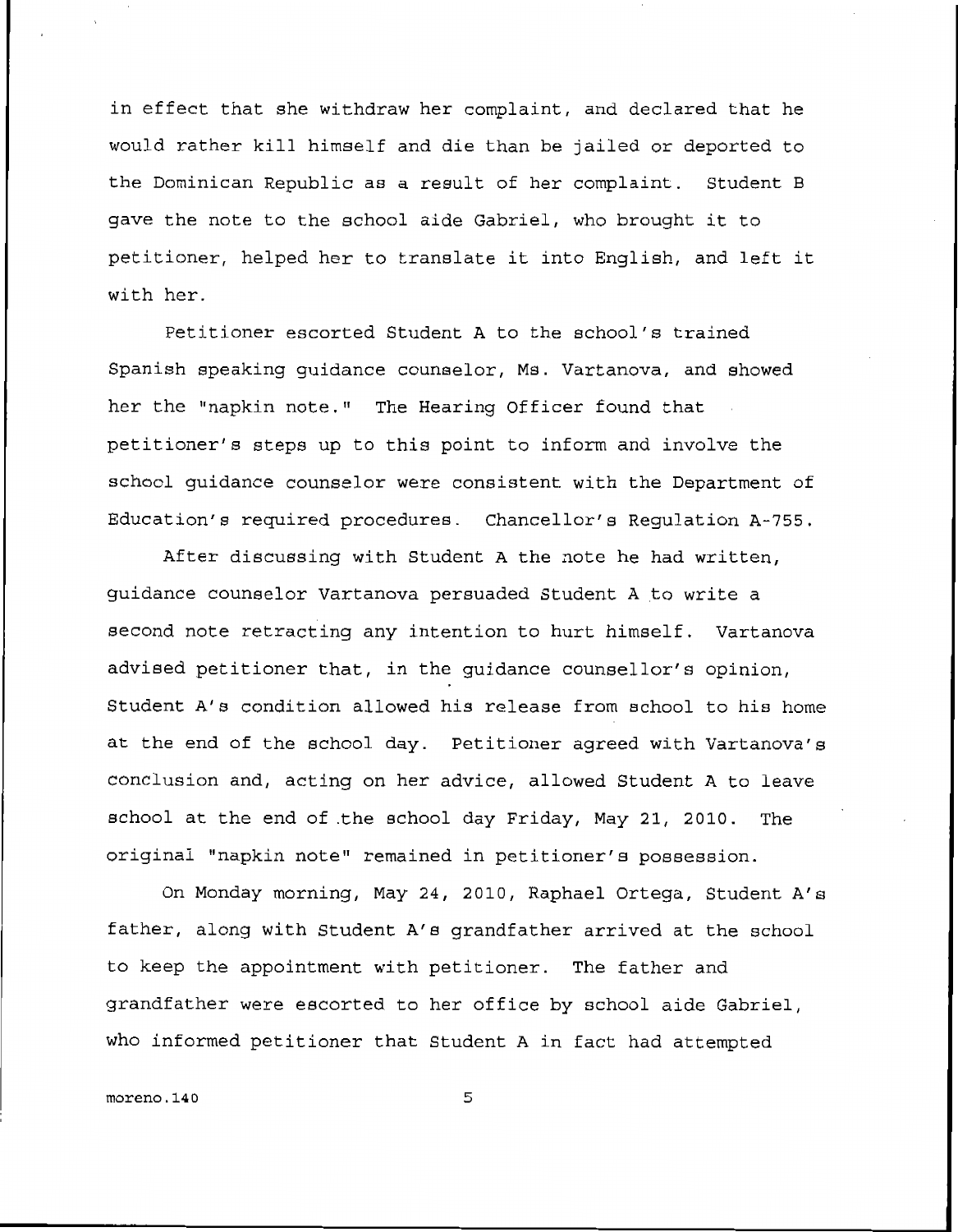in effect that she withdraw her complaint, and declared that he would rather kill himself and die than be jailed or deported to the Dominican Republic as a result of her complaint. Student B gave the note to the school aide Gabriel, who brought it to petitioner, helped her to translate it into English, and left it with her.

Petitioner escorted Student A to the school's trained Spanish speaking guidance counselor, Ms. Vartanova, and showed her the "napkin note." The Hearing Officer found that petitioner's steps up to this point to inform and involve the school guidance counselor were consistent with the Department of Education's required procedures. Chancellor's Regulation A-755.

After discussing with Student A the note he had written, guidance counselor Vartanova persuaded Student A to write a second note retracting any intention to hurt himself. Vartanova advised petitioner that, in the guidance counsellor's opinion, Student A's condition allowed his release from school to his home at the end of the school day. Petitioner agreed with Vartanova's conclusion and, acting on her advice, allowed Student A to leave school at the end of the school day Friday, May 21, 2010. The original "napkin note" remained in petitioner's possession.

On Monday morning, May 24, 2010, Raphael Ortega, Student A's father, along with Student A's grandfather arrived at the school to keep the appointment with petitioner. The father and grandfather were escorted to her office by school aide Gabriel, who informed petitioner that Student A in fact had attempted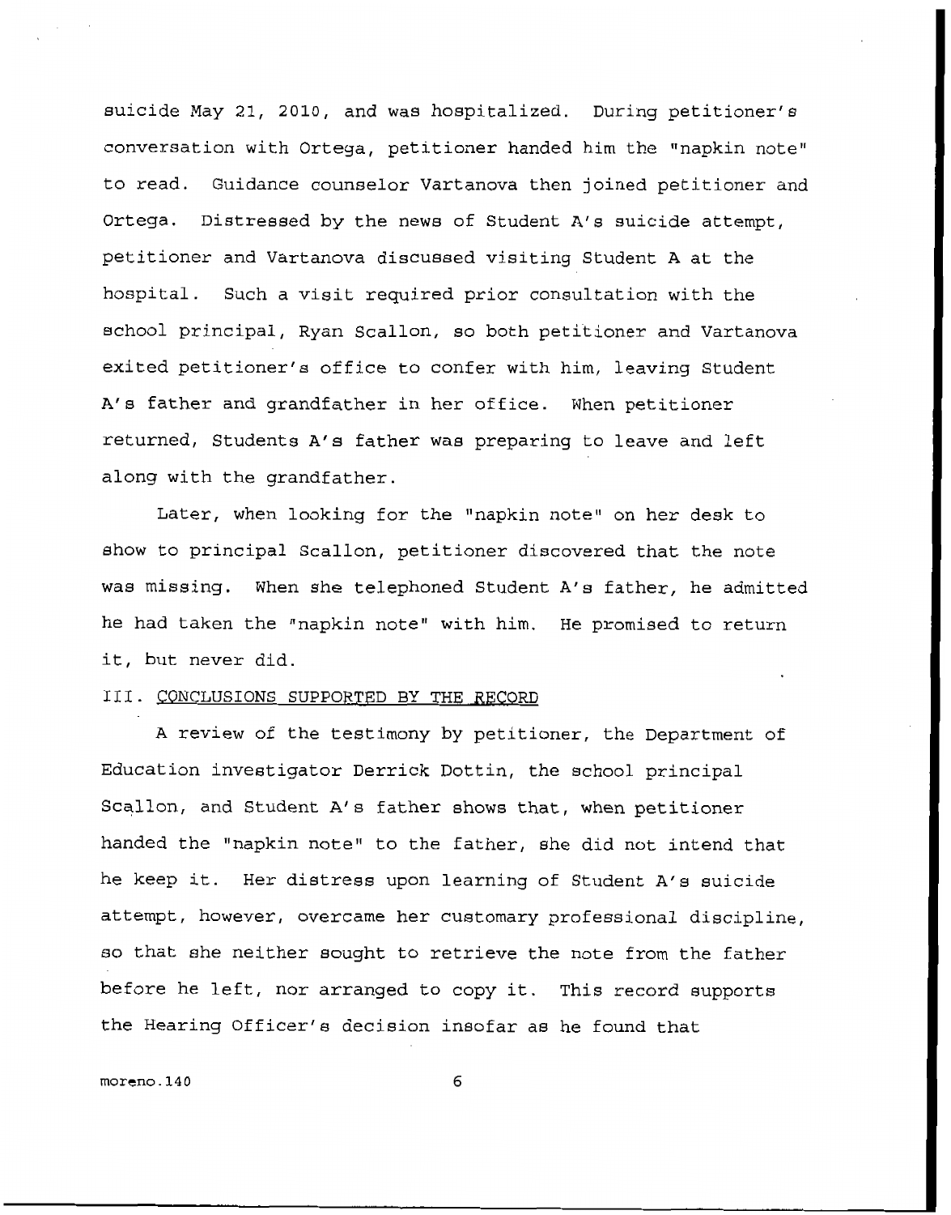suicide May 21, 2010, and was hospitalized. During petitioner's conversation with Ortega, petitioner handed him the "napkin note" to read. Guidance counselor Vartanova then joined petitioner and Ortega. Distressed by the news of Student A's suicide attempt, petitioner and Vartanova discussed visiting Student A at the hospital. Such a visit required prior consultation with the school principal, Ryan Scallon, so both petitioner and Vartanova exited petitioner's office to confer with him, leaving Student A's father and grandfather in her office. When petitioner returned, Students A's father was preparing to leave and left along with the grandfather.

Later, when looking for the "napkin note" on her desk to show to principal Scallon, petitioner discovered that the note was missing. When she telephoned Student A's father, he admitted he had taken the "napkin note" with him. He promised to return it, but never did.

## III. CONCLUSIONS SUPPORTED BY THE RECORD

A review of the testimony by petitioner, the Department of Education investigator Derrick Dottin, the school principal Scallon, and Student A's father shows that, when petitioner handed the "napkin note" to the father, she did not intend that he keep it. Her distress upon learning of Student A's suicide attempt, however, overcame her customary professional discipline, so that she neither sought to retrieve the note from the father before he left, nor arranged to copy it. This record supports the Hearing Officer's decision insofar as he found that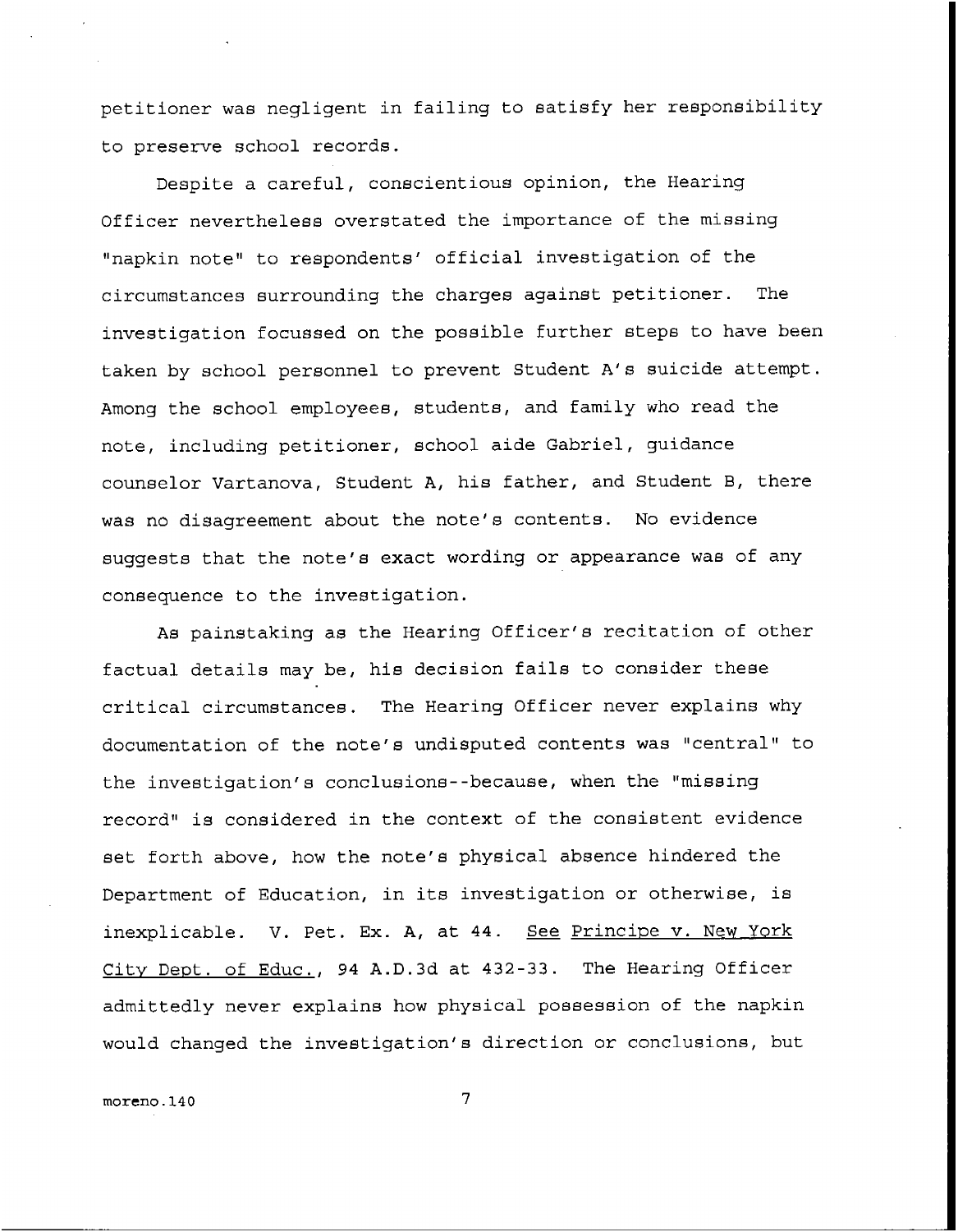petitioner was negligent in failing to satisfy her responsibility to preserve school records.

Despite a careful, conscientious opinion, the Hearing Officer nevertheless overstated the importance of the missing "napkin note" to respondents' official investigation of the circumstances surrounding the charges against petitioner. The investigation focussed on the possible further steps to have been taken by school personnel to prevent Student A's suicide attempt. Among the school employees, students, and family who read the note, including petitioner, school aide Gabriel, guidance counselor Vartanova, Student A, his father, and Student B, there was no disagreement about the note's contents. No evidence suggests that the note's exact wording or appearance was of any consequence to the investigation.

As painstaking as the Hearing Officer's recitation of other factual details may be, his decision fails to consider these critical circumstances. The Hearing Officer never explains why documentation of the note's undisputed contents was "central" to the investigation's conclusions--because, when the "missing record" is considered in the context of the consistent evidence set forth above, how the note's physical absence hindered the Department of Education, in its investigation or otherwise, is inexplicable. V. Pet. Ex. A, at 44. See Principe v. New York City Dept. of Educ., 94 A.D.3d at 432-33. The Hearing Officer admittedly never explains how physical possession of the napkin would changed the investigation's direction or conclusions, but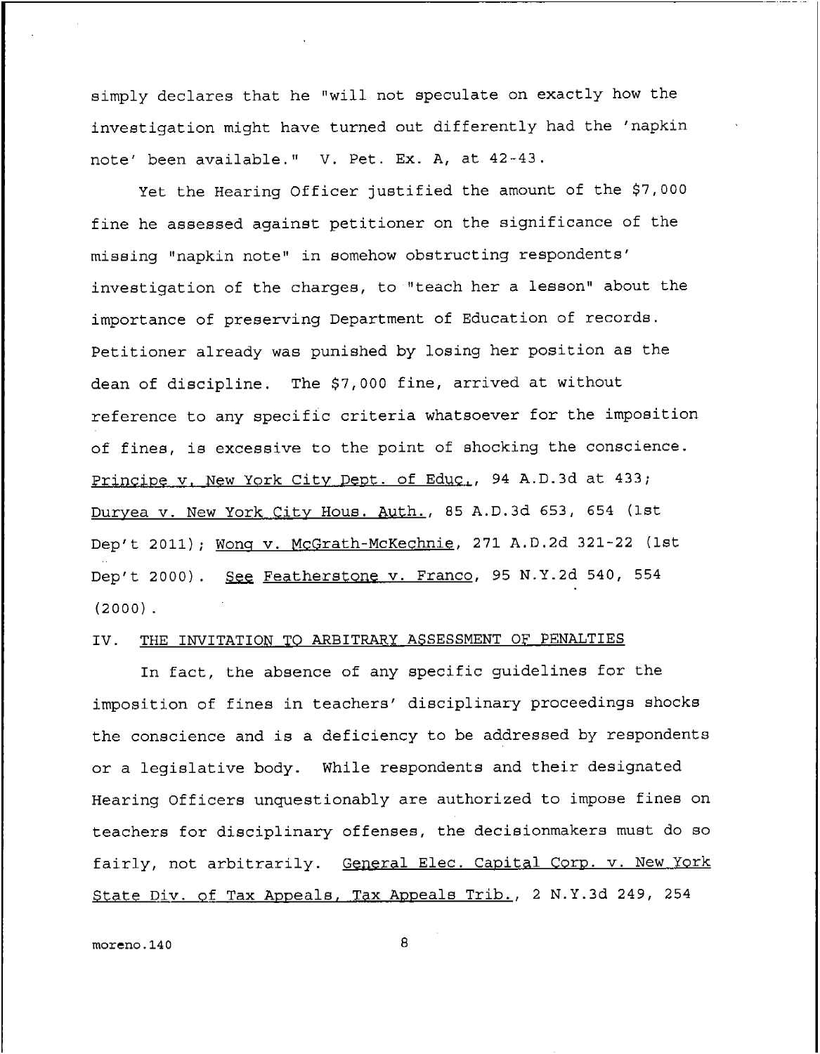simply declares that he "will not speculate on exactly how the investigation might have turned out differently had the 'napkin note' been available." V. Pet. Ex. A, at 42-43.

Yet the Hearing Officer justified the amount of the $7,000 fine he assessed against petitioner on the significance of the missing "napkin note" in somehow obstructing respondents' investigation of the charges, to "teach her a lesson" about the importance of preserving Department of Education of records. Petitioner already was punished by losing her position as the dean of discipline. The $7,000 fine, arrived at without reference to any specific criteria whatsoever for the imposition of fines, is excessive to the point of shocking the conscience. Principe v. New York City Dept. of Educ., 94 A.D.3d at 433; Duryea v. New York City Hous. Auth., 85 A.D.3d 653, 654 (1st Dep't 2011); Wong v. McGrath-McKechnie, 271 A.D.2d 321-22 (1st Dep't 2000). See Featherstone v. Franco, 95 N.Y.2d 540, 554 (2000).

## IV. THE INVITATION TO ARBITRARY ASSESSMENT OF PENALTIES

In fact, the absence of any specific guidelines for the imposition of fines in teachers' disciplinary proceedings shocks the conscience and is a deficiency to be addressed by respondents or a legislative body. While respondents and their designated Hearing Officers unquestionably are authorized to impose fines on teachers for disciplinary offenses, the decisionmakers must do so fairly, not arbitrarily. General Elec. Capital Corp. v. New York State Div. of Tax Appeals, Tax Appeals Trib., 2 N.Y.3d 249, 254

moreno.140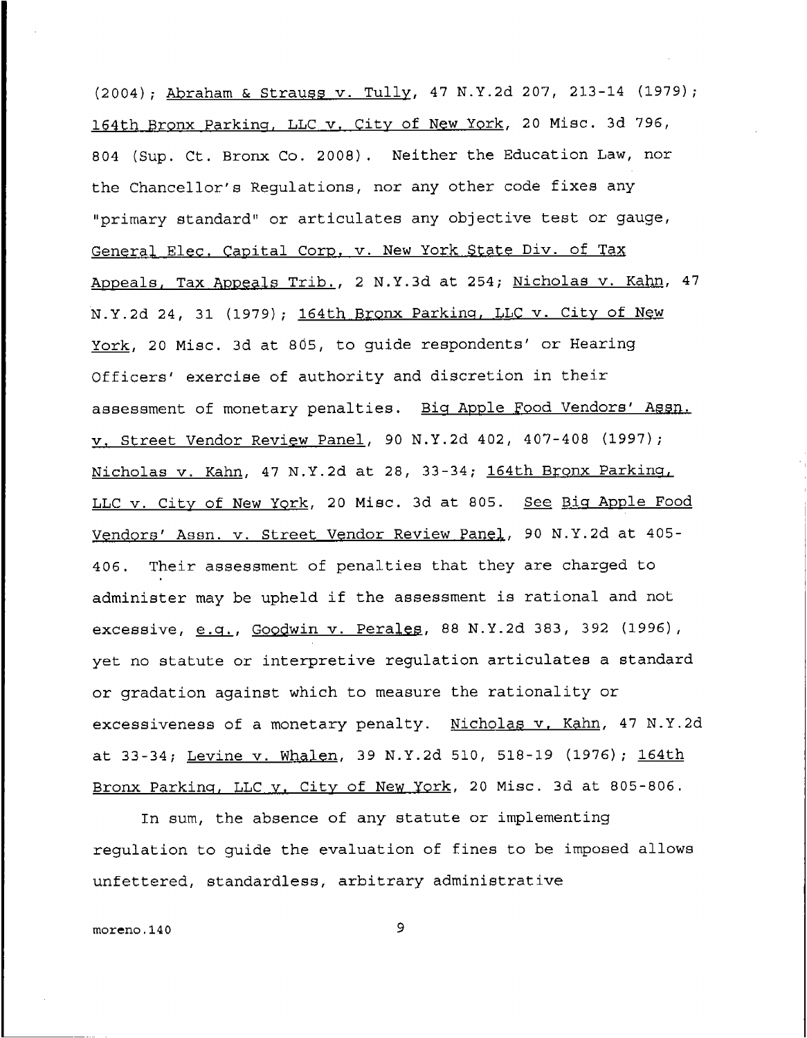(2004); Abraham & Strauss v. Tully, 47 N.Y.2d 207, 213-14 (1979); 164th Bronx Parking, LLC v. City of New York, 20 Misc. 3d 796, 804 (Sup. Ct. Bronx Co. 2008). Neither the Education Law, nor the Chancellor's Regulations, nor any other code fixes any "primary standard" or articulates any objective test or gauge, General Elec. Capital Corp. v. New York State Div. of Tax Appeals, Tax Appeals Trib., 2 N.Y.3d at 254; Nicholas v. Kahn, 47 N.Y.2d 24, 31 (1979); 164th Bronx Parking, LLC v. City of New York, 20 Misc. 3d at 805, to guide respondents' or Hearing Officers' exercise of authority and discretion in their assessment of monetary penalties. Big Apple Food Vendors' Assn. v. Street Vendor Review Panel, 90 N.Y.2d 402, 407-408 (1997); Nicholas v. Kahn, 47 N.Y.2d at 28, 33-34; 164th Bronx Parking, LLC v. City of New York, 20 Misc. 3d at 805. See Big Apple Food Vendors' Assn. v. Street Vendor Review Panel, 90 N.Y.2d at 405-406. Their assessment of penalties that they are charged to administer may be upheld if the assessment is rational and not excessive, e.g., Goodwin v. Perales, 88 N.Y.2d 383, 392 (1996), yet no statute or interpretive regulation articulates a standard or gradation against which to measure the rationality or excessiveness of a monetary penalty. Nicholas v. Kahn, 47 N.Y.2d at 33-34; Levine v. Whalen, 39 N.Y.2d 510, 518-19 (1976); 164th Bronx Parking, LLC v. City of New York, 20 Misc. 3d at 805-806.

In sum, the absence of any statute or implementing regulation to guide the evaluation of fines to be imposed allows unfettered, standardless, arbitrary administrative

moreno.140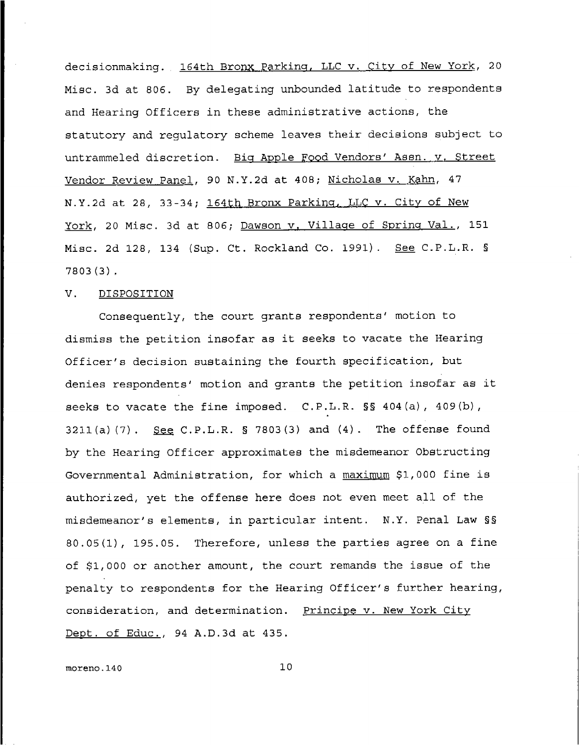decisionmaking. 164th Bronx Parking, LLC v. City of New York, 20 Misc. 3d at 806. By delegating unbounded latitude to respondents and Hearing Officers in these administrative actions, the statutory and regulatory scheme leaves their decisions subject to untrammeled discretion. Big Apple Food Vendors' Assn. v. Street Vendor Review Panel, 90 N.Y.2d at 408; Nicholas v. Kahn, 47 N.Y.2d at 28, 33-34; 164th Bronx Parking, LLC v. City of New York, 20 Misc. 3d at 806; Dawson v. Village of Spring Val., 151 Misc. 2d 128, 134 (Sup. Ct. Rockland Co. 1991). See C.P.L.R. § 7803(3).

## V. DISPOSITION

Consequently, the court grants respondents' motion to dismiss the petition insofar as it seeks to vacate the Hearing Officer's decision sustaining the fourth specification, but denies respondents' motion and grants the petition insofar as it seeks to vacate the fine imposed. C.P.L.R. §§ 404(a), 409(b), 3211(a)(7). See C.P.L.R. § 7803(3) and (4). The offense found by the Hearing Officer approximates the misdemeanor Obstructing Governmental Administration, for which a maximum $1,000 fine is authorized, yet the offense here does not even meet all of the misdemeanor's elements, in particular intent. N.Y. Penal Law §§ 80.05(1), 195.05. Therefore, unless the parties agree on a fine of $1,000 or another amount, the court remands the issue of the penalty to respondents for the Hearing Officer's further hearing, consideration, and determination. Principe v. New York City Dept. of Educ., 94 A.D.3d at 435.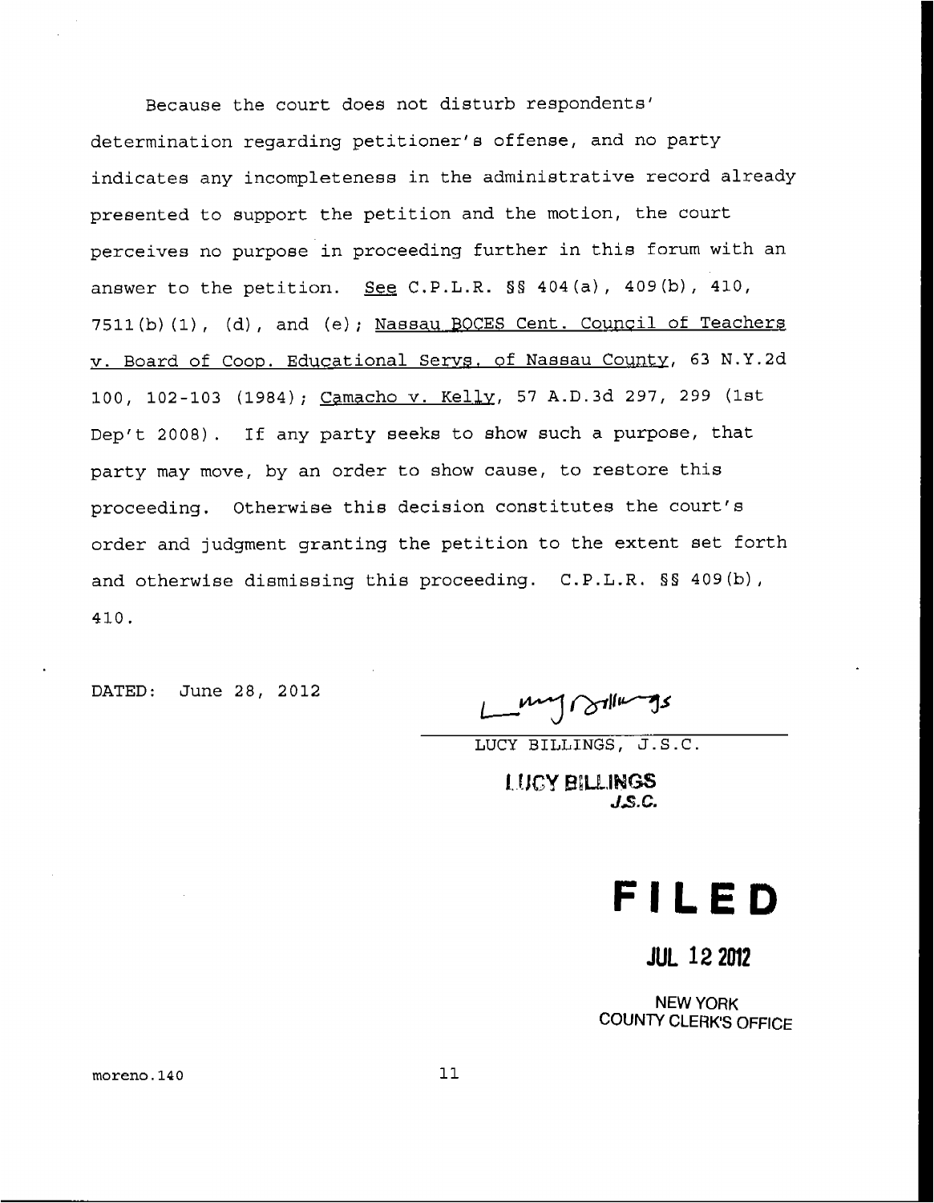Because the court does not disturb respondents' determination regarding petitioner's offense, and no party indicates any incompleteness in the administrative record already presented to support the petition and the motion, the court perceives no purpose in proceeding further in this forum with an answer to the petition. See C.P.L.R. §§ 404(a), 409(b), 410, 7511(b)(1), (d), and (e); Nassau BOCES Cent. Council of Teachers v. Board of Coop. Educational Servs. of Nassau County, 63 N.Y.2d 100, 102-103 (1984); Camacho v. Kelly, 57 A.D.3d 297, 299 (1st Dep't 2008). If any party seeks to show such a purpose, that party may move, by an order to show cause, to restore this proceeding. Otherwise this decision constitutes the court's order and judgment granting the petition to the extent set forth and otherwise dismissing this proceeding. C.P.L.R. §§ 409(b), 410.

DATED: June 28, 2012

LUCY BILLINGS, J.S.C.

LUCY BILLINGS
J.S.C.

**FILED**

**JUL 12 2012**

NEW YORK
COUNTY CLERK'S OFFICE

moreno.140